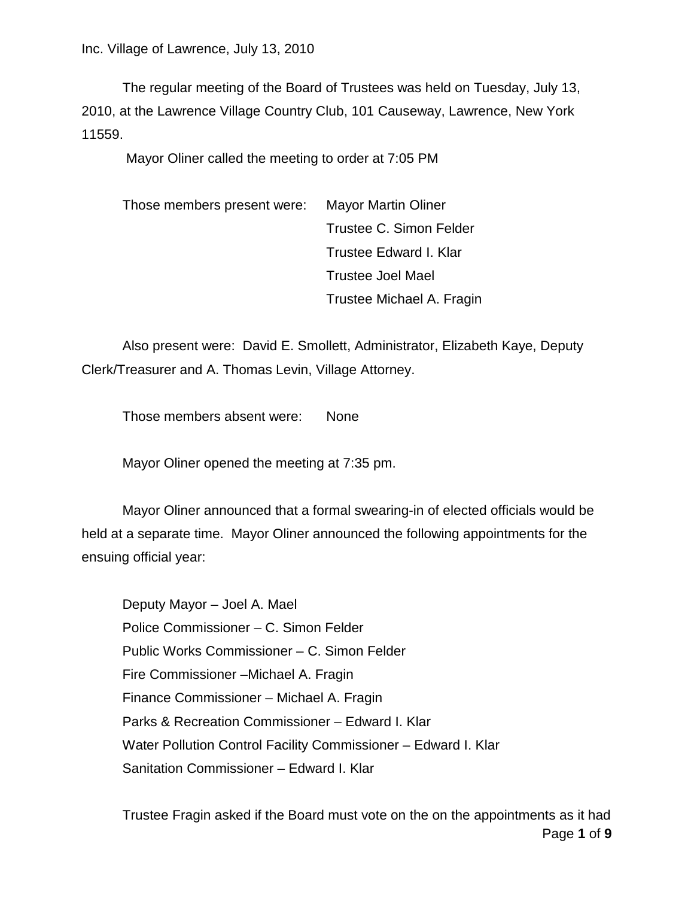Inc. Village of Lawrence, July 13, 2010

The regular meeting of the Board of Trustees was held on Tuesday, July 13, 2010, at the Lawrence Village Country Club, 101 Causeway, Lawrence, New York 11559.

Mayor Oliner called the meeting to order at 7:05 PM

Those members present were: Mayor Martin Oliner
Trustee C. Simon Felder
Trustee Edward I. Klar
Trustee Joel Mael
Trustee Michael A. Fragin

Also present were: David E. Smollett, Administrator, Elizabeth Kaye, Deputy Clerk/Treasurer and A. Thomas Levin, Village Attorney.

Those members absent were: None

Mayor Oliner opened the meeting at 7:35 pm.

Mayor Oliner announced that a formal swearing-in of elected officials would be held at a separate time. Mayor Oliner announced the following appointments for the ensuing official year:

Deputy Mayor – Joel A. Mael
Police Commissioner – C. Simon Felder
Public Works Commissioner – C. Simon Felder
Fire Commissioner –Michael A. Fragin
Finance Commissioner – Michael A. Fragin
Parks & Recreation Commissioner – Edward I. Klar
Water Pollution Control Facility Commissioner – Edward I. Klar
Sanitation Commissioner – Edward I. Klar

Trustee Fragin asked if the Board must vote on the on the appointments as it had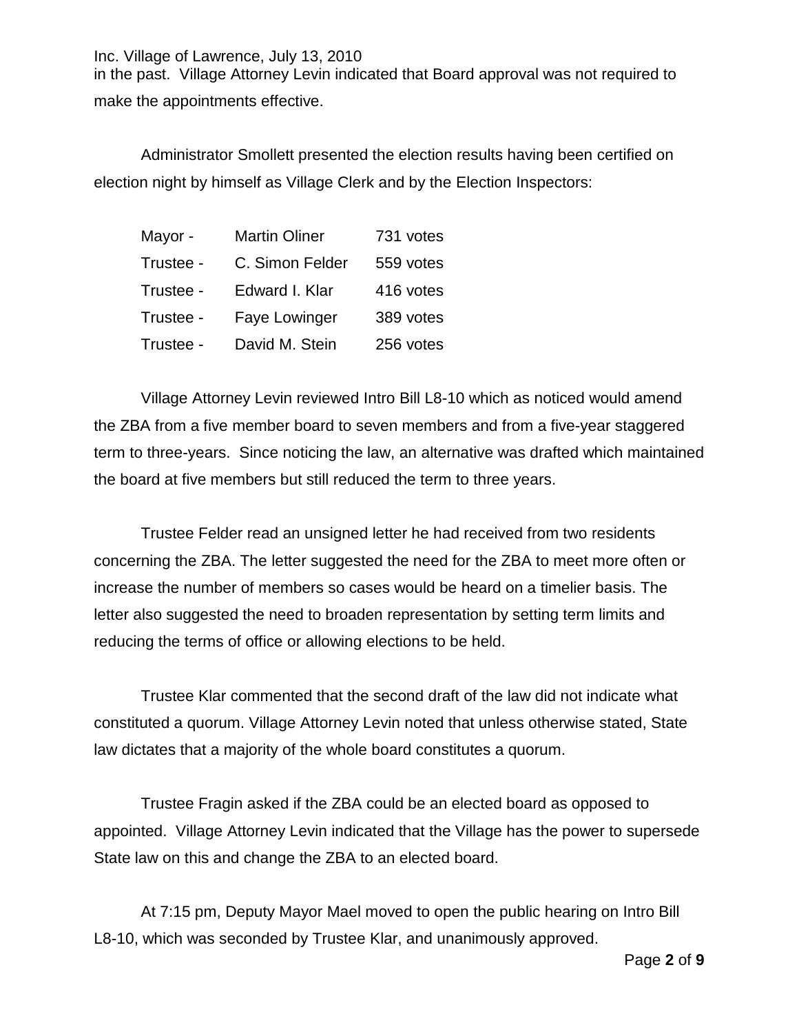in the past. Village Attorney Levin indicated that Board approval was not required to make the appointments effective.

Administrator Smollett presented the election results having been certified on election night by himself as Village Clerk and by the Election Inspectors:

| | | |
|---|---|---|
| Mayor - | Martin Oliner | 731 votes |
| Trustee - | C. Simon Felder | 559 votes |
| Trustee - | Edward I. Klar | 416 votes |
| Trustee - | Faye Lowinger | 389 votes |
| Trustee - | David M. Stein | 256 votes |

Village Attorney Levin reviewed Intro Bill L8-10 which as noticed would amend the ZBA from a five member board to seven members and from a five-year staggered term to three-years. Since noticing the law, an alternative was drafted which maintained the board at five members but still reduced the term to three years.

Trustee Felder read an unsigned letter he had received from two residents concerning the ZBA. The letter suggested the need for the ZBA to meet more often or increase the number of members so cases would be heard on a timelier basis. The letter also suggested the need to broaden representation by setting term limits and reducing the terms of office or allowing elections to be held.

Trustee Klar commented that the second draft of the law did not indicate what constituted a quorum. Village Attorney Levin noted that unless otherwise stated, State law dictates that a majority of the whole board constitutes a quorum.

Trustee Fragin asked if the ZBA could be an elected board as opposed to appointed. Village Attorney Levin indicated that the Village has the power to supersede State law on this and change the ZBA to an elected board.

At 7:15 pm, Deputy Mayor Mael moved to open the public hearing on Intro Bill L8-10, which was seconded by Trustee Klar, and unanimously approved.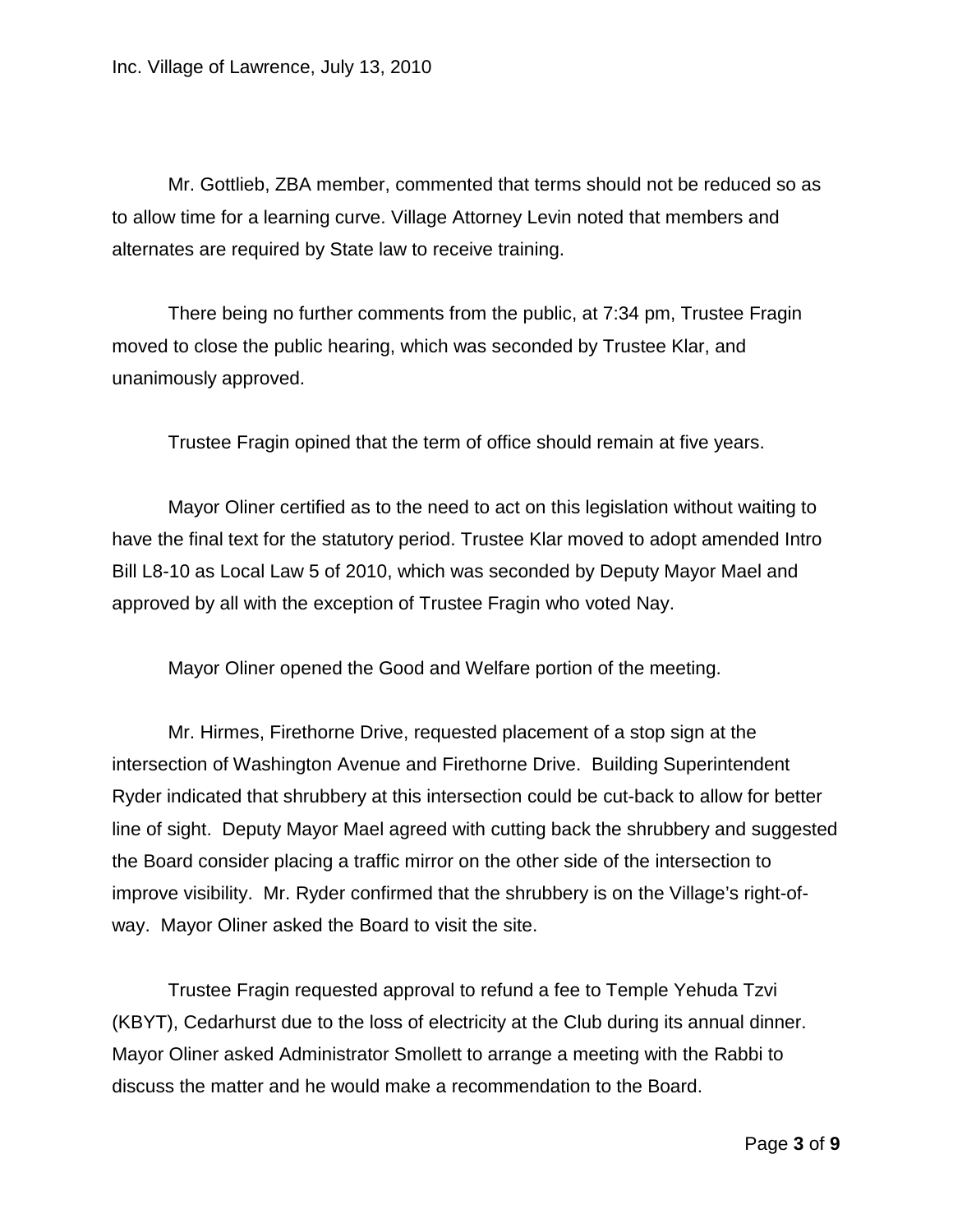Mr. Gottlieb, ZBA member, commented that terms should not be reduced so as to allow time for a learning curve. Village Attorney Levin noted that members and alternates are required by State law to receive training.

There being no further comments from the public, at 7:34 pm, Trustee Fragin moved to close the public hearing, which was seconded by Trustee Klar, and unanimously approved.

Trustee Fragin opined that the term of office should remain at five years.

Mayor Oliner certified as to the need to act on this legislation without waiting to have the final text for the statutory period. Trustee Klar moved to adopt amended Intro Bill L8-10 as Local Law 5 of 2010, which was seconded by Deputy Mayor Mael and approved by all with the exception of Trustee Fragin who voted Nay.

Mayor Oliner opened the Good and Welfare portion of the meeting.

Mr. Hirmes, Firethorne Drive, requested placement of a stop sign at the intersection of Washington Avenue and Firethorne Drive. Building Superintendent Ryder indicated that shrubbery at this intersection could be cut-back to allow for better line of sight. Deputy Mayor Mael agreed with cutting back the shrubbery and suggested the Board consider placing a traffic mirror on the other side of the intersection to improve visibility. Mr. Ryder confirmed that the shrubbery is on the Village's right-of-way. Mayor Oliner asked the Board to visit the site.

Trustee Fragin requested approval to refund a fee to Temple Yehuda Tzvi (KBYT), Cedarhurst due to the loss of electricity at the Club during its annual dinner. Mayor Oliner asked Administrator Smollett to arrange a meeting with the Rabbi to discuss the matter and he would make a recommendation to the Board.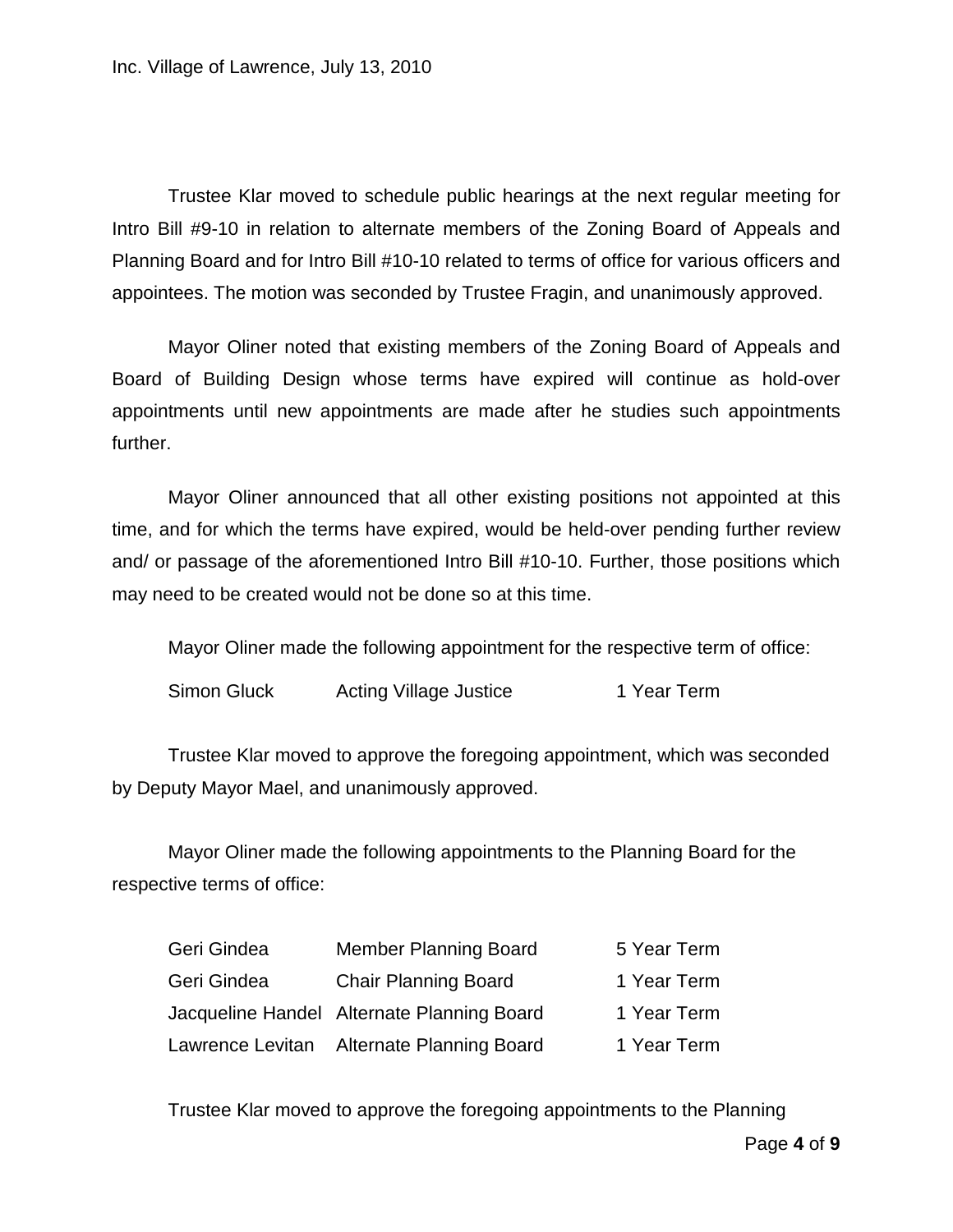Trustee Klar moved to schedule public hearings at the next regular meeting for Intro Bill #9-10 in relation to alternate members of the Zoning Board of Appeals and Planning Board and for Intro Bill #10-10 related to terms of office for various officers and appointees. The motion was seconded by Trustee Fragin, and unanimously approved.

Mayor Oliner noted that existing members of the Zoning Board of Appeals and Board of Building Design whose terms have expired will continue as hold-over appointments until new appointments are made after he studies such appointments further.

Mayor Oliner announced that all other existing positions not appointed at this time, and for which the terms have expired, would be held-over pending further review and/ or passage of the aforementioned Intro Bill #10-10. Further, those positions which may need to be created would not be done so at this time.

Mayor Oliner made the following appointment for the respective term of office:

| | | |
|---|---|---|
| Simon Gluck | Acting Village Justice | 1 Year Term |

Trustee Klar moved to approve the foregoing appointment, which was seconded by Deputy Mayor Mael, and unanimously approved.

Mayor Oliner made the following appointments to the Planning Board for the respective terms of office:

| | | |
|---|---|---|
| Geri Gindea | Member Planning Board | 5 Year Term |
| Geri Gindea | Chair Planning Board | 1 Year Term |
| Jacqueline Handel | Alternate Planning Board | 1 Year Term |
| Lawrence Levitan | Alternate Planning Board | 1 Year Term |

Trustee Klar moved to approve the foregoing appointments to the Planning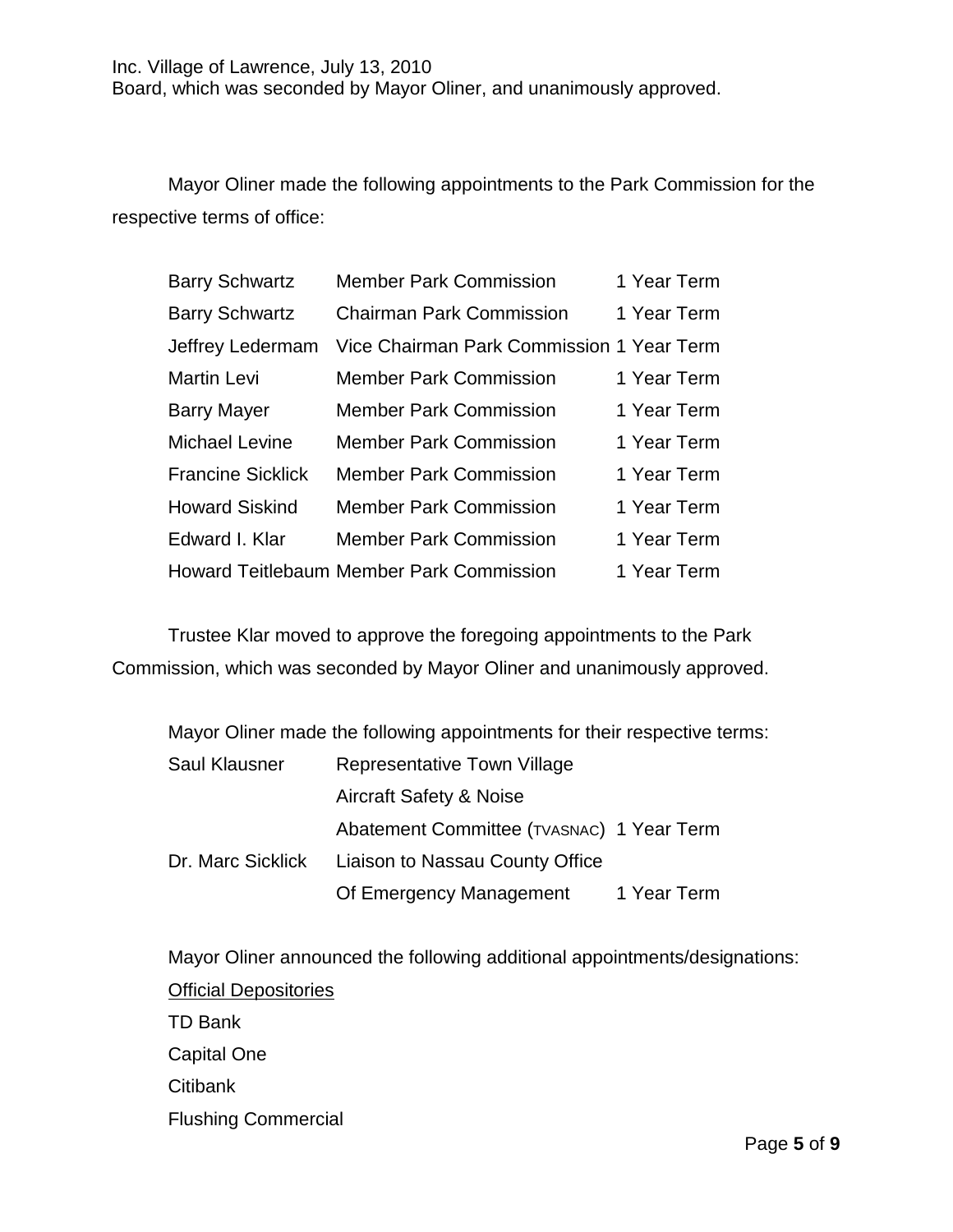Board, which was seconded by Mayor Oliner, and unanimously approved.

Mayor Oliner made the following appointments to the Park Commission for the respective terms of office:

| | | |
|---|---|---|
| Barry Schwartz | Member Park Commission | 1 Year Term |
| Barry Schwartz | Chairman Park Commission | 1 Year Term |
| Jeffrey Ledermam | Vice Chairman Park Commission | 1 Year Term |
| Martin Levi | Member Park Commission | 1 Year Term |
| Barry Mayer | Member Park Commission | 1 Year Term |
| Michael Levine | Member Park Commission | 1 Year Term |
| Francine Sicklick | Member Park Commission | 1 Year Term |
| Howard Siskind | Member Park Commission | 1 Year Term |
| Edward I. Klar | Member Park Commission | 1 Year Term |
| Howard Teitlebaum | Member Park Commission | 1 Year Term |

Trustee Klar moved to approve the foregoing appointments to the Park Commission, which was seconded by Mayor Oliner and unanimously approved.

Mayor Oliner made the following appointments for their respective terms:

| | | |
|---|---|---|
| Saul Klausner | Representative Town Village Aircraft Safety & Noise Abatement Committee (TVASNAC) | 1 Year Term |
| Dr. Marc Sicklick | Liaison to Nassau County Office Of Emergency Management | 1 Year Term |

Mayor Oliner announced the following additional appointments/designations:

Official Depositories

TD Bank

Capital One

Citibank

Flushing Commercial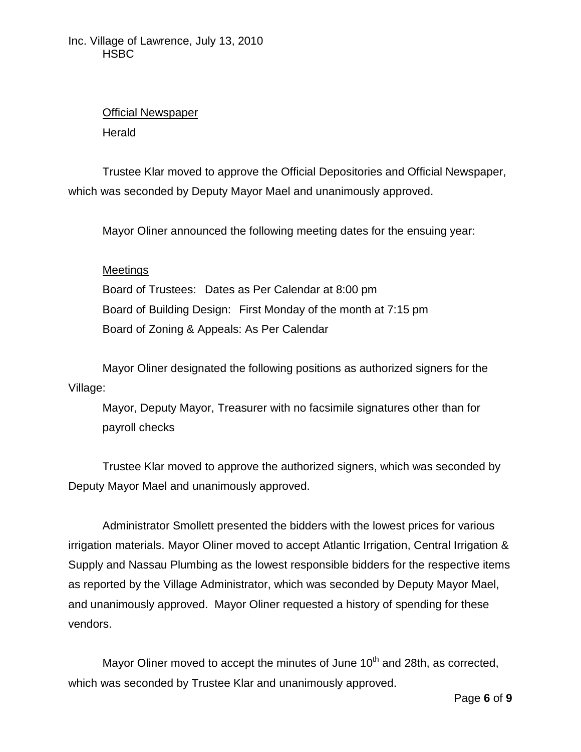HSBC

Official Newspaper

Herald

Trustee Klar moved to approve the Official Depositories and Official Newspaper, which was seconded by Deputy Mayor Mael and unanimously approved.

Mayor Oliner announced the following meeting dates for the ensuing year:

Meetings

Board of Trustees: Dates as Per Calendar at 8:00 pm

Board of Building Design: First Monday of the month at 7:15 pm

Board of Zoning & Appeals: As Per Calendar

Mayor Oliner designated the following positions as authorized signers for the Village:

Mayor, Deputy Mayor, Treasurer with no facsimile signatures other than for payroll checks

Trustee Klar moved to approve the authorized signers, which was seconded by Deputy Mayor Mael and unanimously approved.

Administrator Smollett presented the bidders with the lowest prices for various irrigation materials. Mayor Oliner moved to accept Atlantic Irrigation, Central Irrigation & Supply and Nassau Plumbing as the lowest responsible bidders for the respective items as reported by the Village Administrator, which was seconded by Deputy Mayor Mael, and unanimously approved. Mayor Oliner requested a history of spending for these vendors.

Mayor Oliner moved to accept the minutes of June 10th and 28th, as corrected, which was seconded by Trustee Klar and unanimously approved.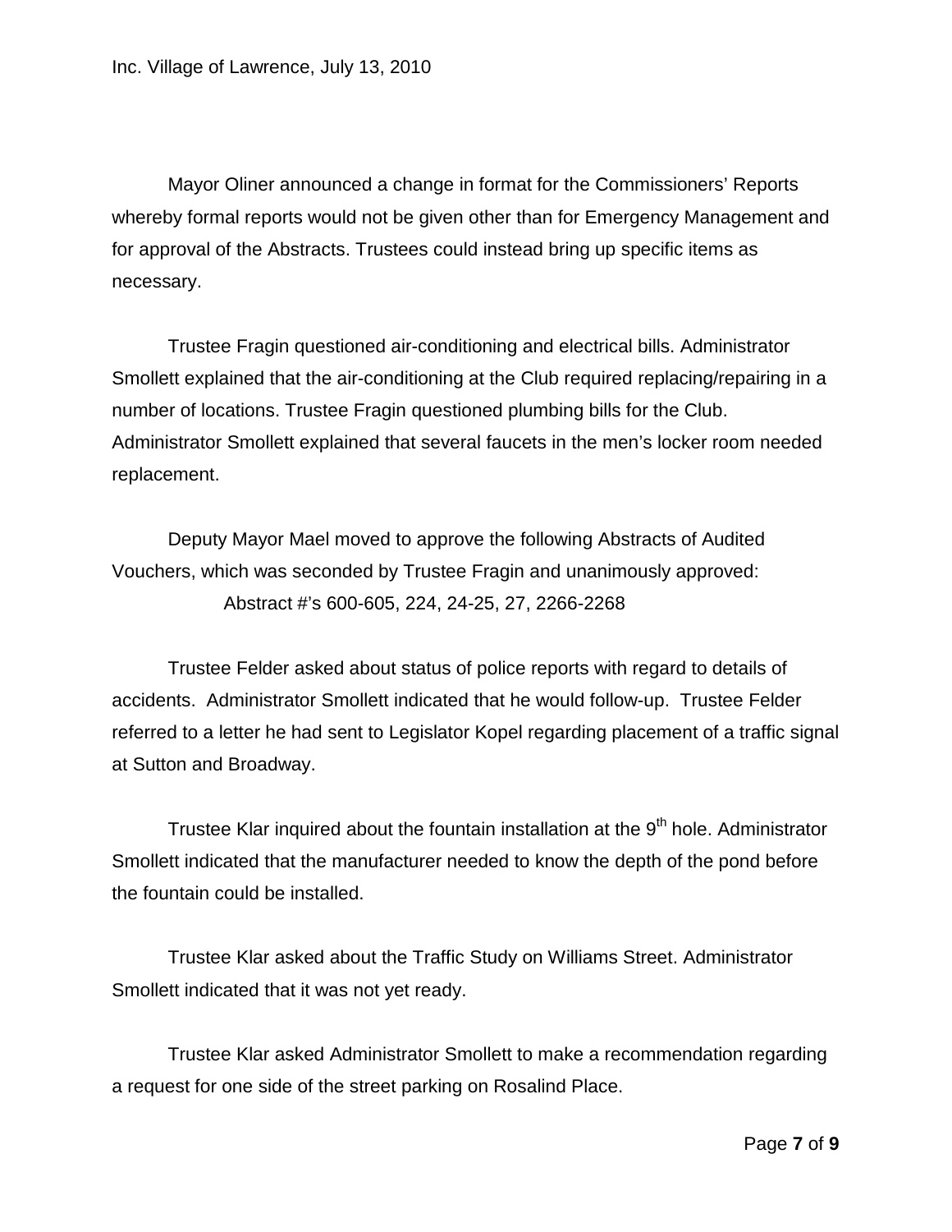Mayor Oliner announced a change in format for the Commissioners' Reports whereby formal reports would not be given other than for Emergency Management and for approval of the Abstracts. Trustees could instead bring up specific items as necessary.

Trustee Fragin questioned air-conditioning and electrical bills. Administrator Smollett explained that the air-conditioning at the Club required replacing/repairing in a number of locations. Trustee Fragin questioned plumbing bills for the Club. Administrator Smollett explained that several faucets in the men's locker room needed replacement.

Deputy Mayor Mael moved to approve the following Abstracts of Audited Vouchers, which was seconded by Trustee Fragin and unanimously approved:

Abstract #'s 600-605, 224, 24-25, 27, 2266-2268

Trustee Felder asked about status of police reports with regard to details of accidents. Administrator Smollett indicated that he would follow-up. Trustee Felder referred to a letter he had sent to Legislator Kopel regarding placement of a traffic signal at Sutton and Broadway.

Trustee Klar inquired about the fountain installation at the 9th hole. Administrator Smollett indicated that the manufacturer needed to know the depth of the pond before the fountain could be installed.

Trustee Klar asked about the Traffic Study on Williams Street. Administrator Smollett indicated that it was not yet ready.

Trustee Klar asked Administrator Smollett to make a recommendation regarding a request for one side of the street parking on Rosalind Place.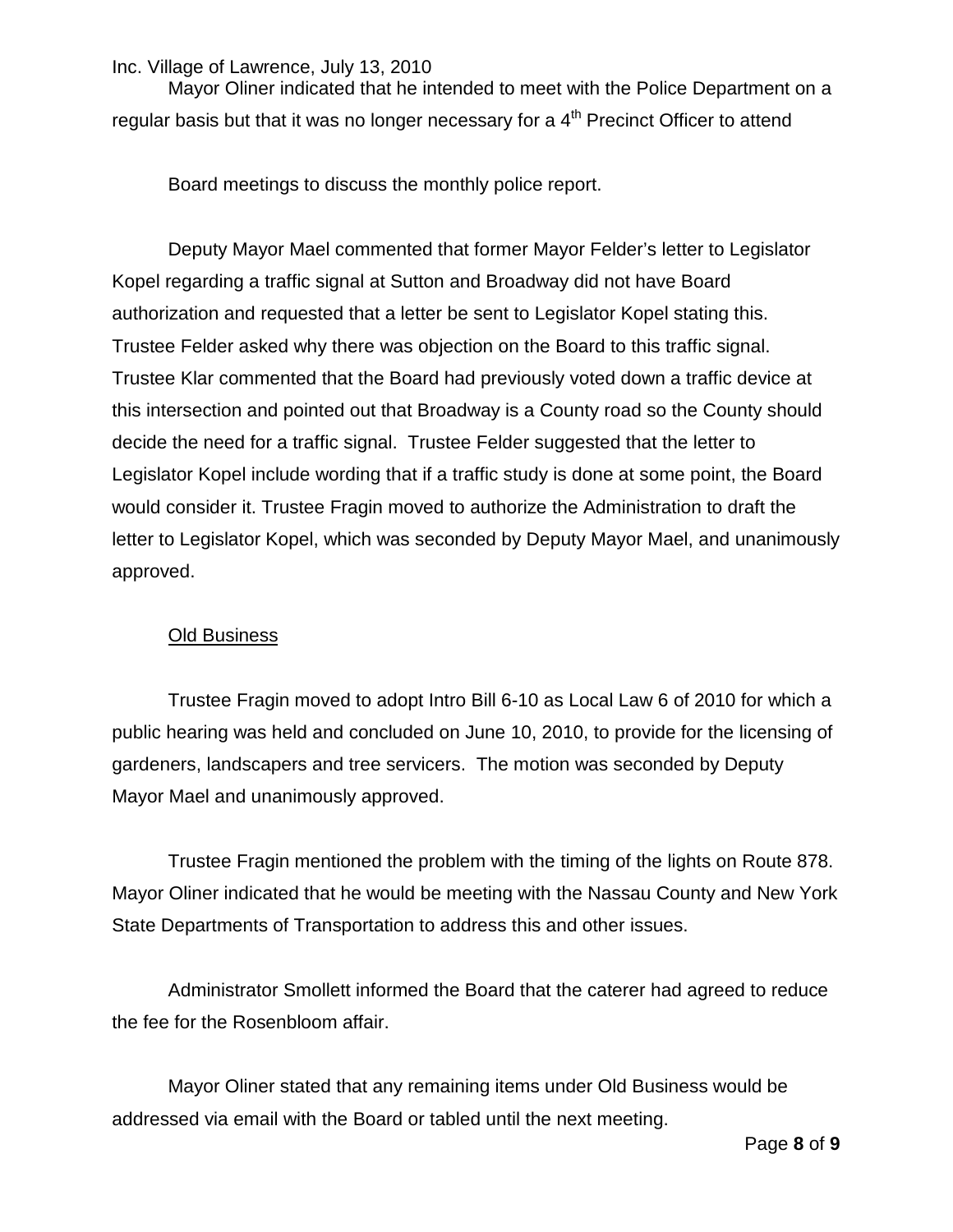Mayor Oliner indicated that he intended to meet with the Police Department on a regular basis but that it was no longer necessary for a 4th Precinct Officer to attend Board meetings to discuss the monthly police report.

Deputy Mayor Mael commented that former Mayor Felder's letter to Legislator Kopel regarding a traffic signal at Sutton and Broadway did not have Board authorization and requested that a letter be sent to Legislator Kopel stating this. Trustee Felder asked why there was objection on the Board to this traffic signal. Trustee Klar commented that the Board had previously voted down a traffic device at this intersection and pointed out that Broadway is a County road so the County should decide the need for a traffic signal. Trustee Felder suggested that the letter to Legislator Kopel include wording that if a traffic study is done at some point, the Board would consider it. Trustee Fragin moved to authorize the Administration to draft the letter to Legislator Kopel, which was seconded by Deputy Mayor Mael, and unanimously approved.

## Old Business

Trustee Fragin moved to adopt Intro Bill 6-10 as Local Law 6 of 2010 for which a public hearing was held and concluded on June 10, 2010, to provide for the licensing of gardeners, landscapers and tree servicers. The motion was seconded by Deputy Mayor Mael and unanimously approved.

Trustee Fragin mentioned the problem with the timing of the lights on Route 878. Mayor Oliner indicated that he would be meeting with the Nassau County and New York State Departments of Transportation to address this and other issues.

Administrator Smollett informed the Board that the caterer had agreed to reduce the fee for the Rosenbloom affair.

Mayor Oliner stated that any remaining items under Old Business would be addressed via email with the Board or tabled until the next meeting.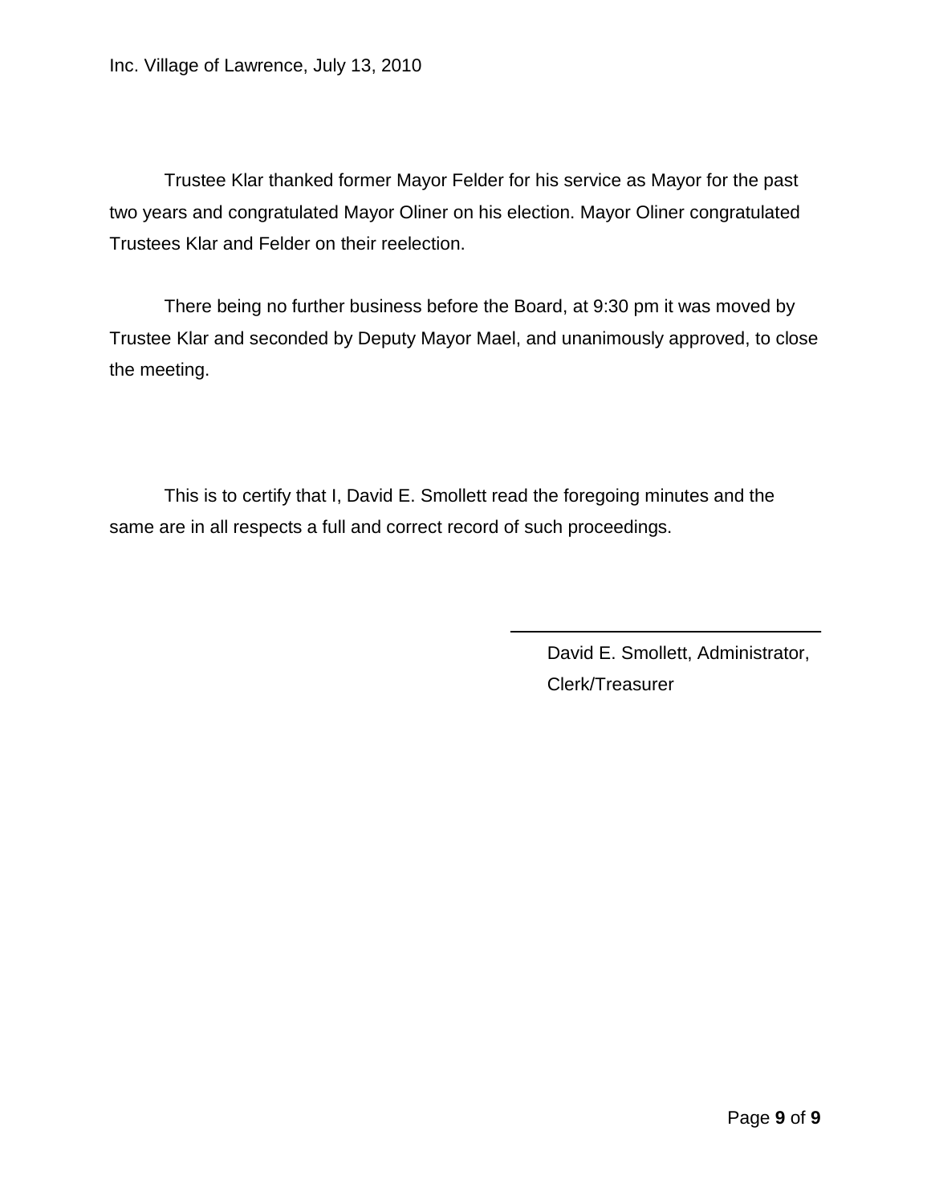Trustee Klar thanked former Mayor Felder for his service as Mayor for the past two years and congratulated Mayor Oliner on his election. Mayor Oliner congratulated Trustees Klar and Felder on their reelection.

There being no further business before the Board, at 9:30 pm it was moved by Trustee Klar and seconded by Deputy Mayor Mael, and unanimously approved, to close the meeting.

This is to certify that I, David E. Smollett read the foregoing minutes and the same are in all respects a full and correct record of such proceedings.

\_\_\_\_\_\_\_\_\_\_\_\_\_\_\_\_\_\_\_\_\_\_\_\_\_\_\_\_\_\_\_\_

David E. Smollett, Administrator,
Clerk/Treasurer